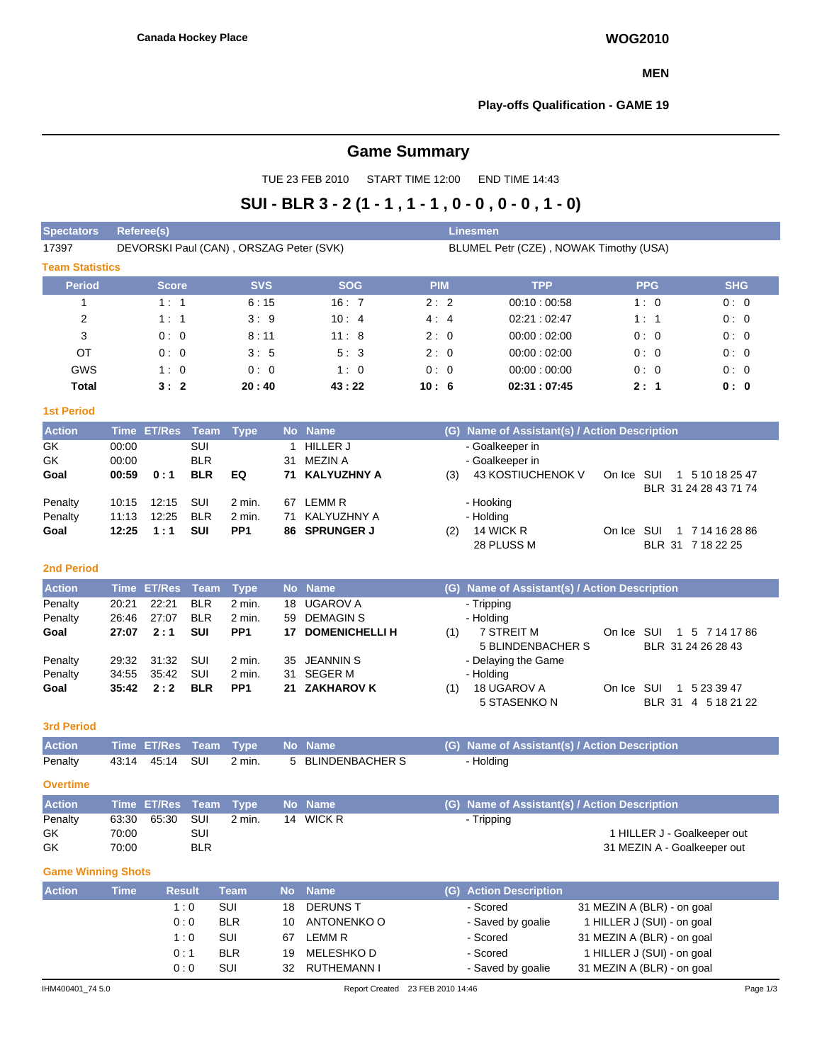**Canada Hockey Place**

**WOG2010**

**MEN**

**Play-offs Qualification - GAME 19**

## Game Summary

TUE 23 FEB 2010 START TIME 12:00 END TIME 14:43

## SUI - BLR 3 - 2 (1 - 1 , 1 - 1 , 0 - 0 , 0 - 0 , 1 - 0)

| Spectators | Referee(s) | Linesmen |
|---|---|---|
| 17397 | DEVORSKI Paul (CAN) , ORSZAG Peter (SVK) | BLUMEL Petr (CZE) , NOWAK Timothy (USA) |

### Team Statistics

| Period | Score | SVS | SOG | PIM | TPP | PPG | SHG |
|---|---|---|---|---|---|---|---|
| 1 | 1 : 1 | 6 : 15 | 16 : 7 | 2 : 2 | 00:10 : 00:58 | 1 : 0 | 0 : 0 |
| 2 | 1 : 1 | 3 : 9 | 10 : 4 | 4 : 4 | 02:21 : 02:47 | 1 : 1 | 0 : 0 |
| 3 | 0 : 0 | 8 : 11 | 11 : 8 | 2 : 0 | 00:00 : 02:00 | 0 : 0 | 0 : 0 |
| OT | 0 : 0 | 3 : 5 | 5 : 3 | 2 : 0 | 00:00 : 02:00 | 0 : 0 | 0 : 0 |
| GWS | 1 : 0 | 0 : 0 | 1 : 0 | 0 : 0 | 00:00 : 00:00 | 0 : 0 | 0 : 0 |
| **Total** | **3 : 2** | **20 : 40** | **43 : 22** | **10 : 6** | **02:31 : 07:45** | **2 : 1** | **0 : 0** |

### 1st Period

| Action | Time | ET/Res | Team | Type | No | Name | (G) | Name of Assistant(s) / Action Description | On Ice |
|---|---|---|---|---|---|---|---|---|---|
| GK | 00:00 | | SUI | | 1 | HILLER J | | - Goalkeeper in | |
| GK | 00:00 | | BLR | | 31 | MEZIN A | | - Goalkeeper in | |
| **Goal** | **00:59** | **0 : 1** | **BLR** | **EQ** | **71** | **KALYUZHNY A** | (3) | 43 KOSTIUCHENOK V | SUI 1 5 10 18 25 47 / BLR 31 24 28 43 71 74 |
| Penalty | 10:15 | 12:15 | SUI | 2 min. | 67 | LEMM R | | - Hooking | |
| Penalty | 11:13 | 12:25 | BLR | 2 min. | 71 | KALYUZHNY A | | - Holding | |
| **Goal** | **12:25** | **1 : 1** | **SUI** | **PP1** | **86** | **SPRUNGER J** | (2) | 14 WICK R, 28 PLUSS M | SUI 1 7 14 16 28 86 / BLR 31 7 18 22 25 |

### 2nd Period

| Action | Time | ET/Res | Team | Type | No | Name | (G) | Name of Assistant(s) / Action Description | On Ice |
|---|---|---|---|---|---|---|---|---|---|
| Penalty | 20:21 | 22:21 | BLR | 2 min. | 18 | UGAROV A | | - Tripping | |
| Penalty | 26:46 | 27:07 | BLR | 2 min. | 59 | DEMAGIN S | | - Holding | |
| **Goal** | **27:07** | **2 : 1** | **SUI** | **PP1** | **17** | **DOMENICHELLI H** | (1) | 7 STREIT M, 5 BLINDENBACHER S | SUI 1 5 7 14 17 86 / BLR 31 24 26 28 43 |
| Penalty | 29:32 | 31:32 | SUI | 2 min. | 35 | JEANNIN S | | - Delaying the Game | |
| Penalty | 34:55 | 35:42 | SUI | 2 min. | 31 | SEGER M | | - Holding | |
| **Goal** | **35:42** | **2 : 2** | **BLR** | **PP1** | **21** | **ZAKHAROV K** | (1) | 18 UGAROV A, 5 STASENKO N | SUI 1 5 23 39 47 / BLR 31 4 5 18 21 22 |

### 3rd Period

| Action | Time | ET/Res | Team | Type | No | Name | (G) | Name of Assistant(s) / Action Description |
|---|---|---|---|---|---|---|---|---|
| Penalty | 43:14 | 45:14 | SUI | 2 min. | 5 | BLINDENBACHER S | | - Holding |

### Overtime

| Action | Time | ET/Res | Team | Type | No | Name | (G) | Name of Assistant(s) / Action Description |
|---|---|---|---|---|---|---|---|---|
| Penalty | 63:30 | 65:30 | SUI | 2 min. | 14 | WICK R | | - Tripping |
| GK | 70:00 | | SUI | | | | | 1 HILLER J - Goalkeeper out |
| GK | 70:00 | | BLR | | | | | 31 MEZIN A - Goalkeeper out |

### Game Winning Shots

| Action | Time | Result | Team | No | Name | (G) | Action Description | |
|---|---|---|---|---|---|---|---|---|
| | | 1 : 0 | SUI | 18 | DERUNS T | | - Scored | 31 MEZIN A (BLR) - on goal |
| | | 0 : 0 | BLR | 10 | ANTONENKO O | | - Saved by goalie | 1 HILLER J (SUI) - on goal |
| | | 1 : 0 | SUI | 67 | LEMM R | | - Scored | 31 MEZIN A (BLR) - on goal |
| | | 0 : 1 | BLR | 19 | MELESHKO D | | - Scored | 1 HILLER J (SUI) - on goal |
| | | 0 : 0 | SUI | 32 | RUTHEMANN I | | - Saved by goalie | 31 MEZIN A (BLR) - on goal |

IHM400401_74 5.0 Report Created 23 FEB 2010 14:46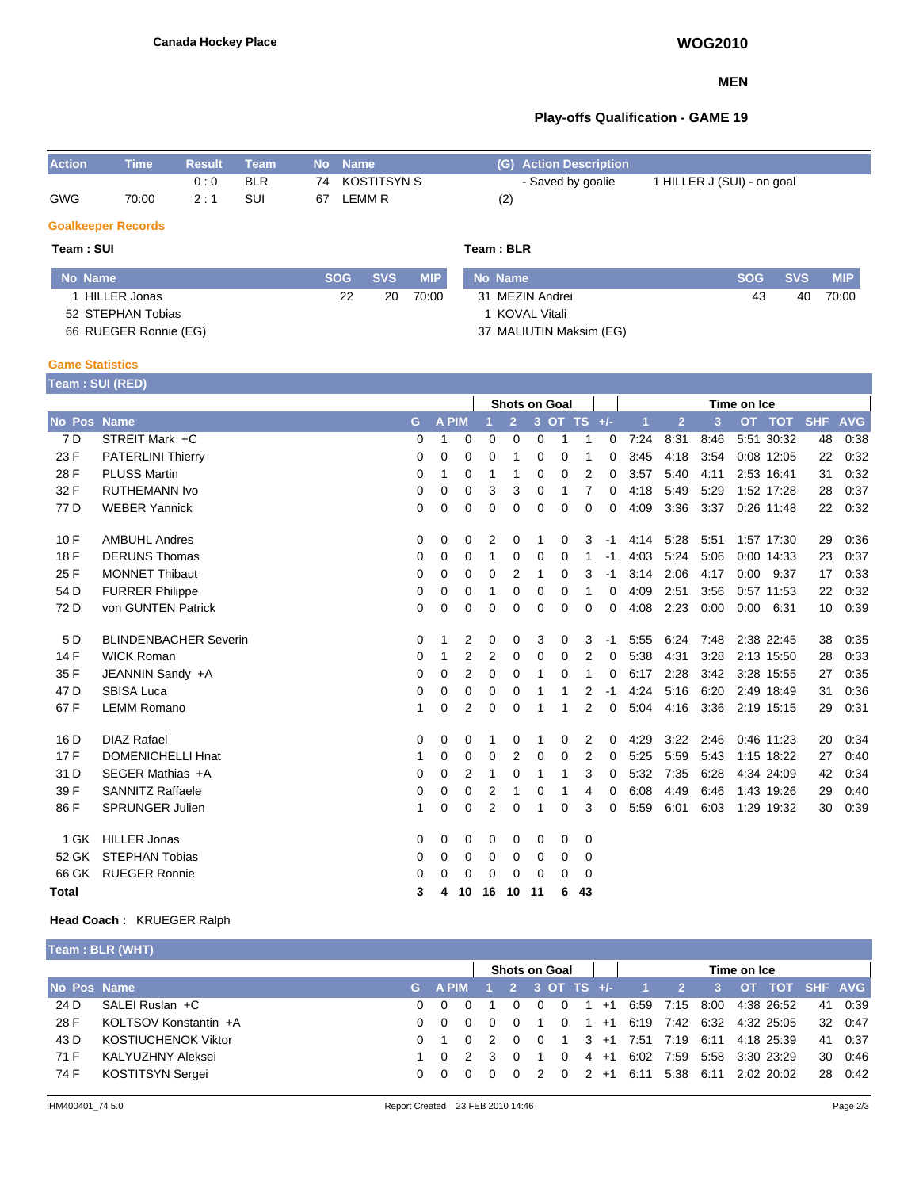Canada Hockey Place

**WOG2010**

**MEN**

**Play-offs Qualification - GAME 19**

| Action | Time | Result | Team | No | Name | (G) | Action Description | |
|---|---|---|---|---|---|---|---|---|
| | | 0 : 0 | BLR | 74 | KOSTITSYN S | | - Saved by goalie | 1 HILLER J (SUI) - on goal |
| GWG | 70:00 | 2 : 1 | SUI | 67 | LEMM R | (2) | | |

### Goalkeeper Records

**Team : SUI**

| No | Name | SOG | SVS | MIP |
|---|---|---|---|---|
| 1 | HILLER Jonas | 22 | 20 | 70:00 |
| 52 | STEPHAN Tobias | | | |
| 66 | RUEGER Ronnie (EG) | | | |

**Team : BLR**

| No | Name | SOG | SVS | MIP |
|---|---|---|---|---|
| 31 | MEZIN Andrei | 43 | 40 | 70:00 |
| 1 | KOVAL Vitali | | | |
| 37 | MALIUTIN Maksim (EG) | | | |

### Game Statistics

**Team : SUI (RED)**

| | | | | | | Shots on Goal | | | | | | Time on Ice | | | | | | |
|---|---|---|---|---|---|---|---|---|---|---|---|---|---|---|---|---|---|---|
| No | Pos | Name | G | A | PIM | 1 | 2 | 3 | OT | TS | +/- | 1 | 2 | 3 | OT | TOT | SHF | AVG |
| 7 | D | STREIT Mark +C | 0 | 1 | 0 | 0 | 0 | 0 | 1 | 1 | 0 | 7:24 | 8:31 | 8:46 | 5:51 | 30:32 | 48 | 0:38 |
| 23 | F | PATERLINI Thierry | 0 | 0 | 0 | 0 | 1 | 0 | 0 | 1 | 0 | 3:45 | 4:18 | 3:54 | 0:08 | 12:05 | 22 | 0:32 |
| 28 | F | PLUSS Martin | 0 | 1 | 0 | 1 | 1 | 0 | 0 | 2 | 0 | 3:57 | 5:40 | 4:11 | 2:53 | 16:41 | 31 | 0:32 |
| 32 | F | RUTHEMANN Ivo | 0 | 0 | 0 | 3 | 3 | 0 | 1 | 7 | 0 | 4:18 | 5:49 | 5:29 | 1:52 | 17:28 | 28 | 0:37 |
| 77 | D | WEBER Yannick | 0 | 0 | 0 | 0 | 0 | 0 | 0 | 0 | 0 | 4:09 | 3:36 | 3:37 | 0:26 | 11:48 | 22 | 0:32 |
| 10 | F | AMBUHL Andres | 0 | 0 | 0 | 2 | 0 | 1 | 0 | 3 | -1 | 4:14 | 5:28 | 5:51 | 1:57 | 17:30 | 29 | 0:36 |
| 18 | F | DERUNS Thomas | 0 | 0 | 0 | 1 | 0 | 0 | 0 | 1 | -1 | 4:03 | 5:24 | 5:06 | 0:00 | 14:33 | 23 | 0:37 |
| 25 | F | MONNET Thibaut | 0 | 0 | 0 | 0 | 2 | 1 | 0 | 3 | -1 | 3:14 | 2:06 | 4:17 | 0:00 | 9:37 | 17 | 0:33 |
| 54 | D | FURRER Philippe | 0 | 0 | 0 | 1 | 0 | 0 | 0 | 1 | 0 | 4:09 | 2:51 | 3:56 | 0:57 | 11:53 | 22 | 0:32 |
| 72 | D | von GUNTEN Patrick | 0 | 0 | 0 | 0 | 0 | 0 | 0 | 0 | 0 | 4:08 | 2:23 | 0:00 | 0:00 | 6:31 | 10 | 0:39 |
| 5 | D | BLINDENBACHER Severin | 0 | 1 | 2 | 0 | 0 | 3 | 0 | 3 | -1 | 5:55 | 6:24 | 7:48 | 2:38 | 22:45 | 38 | 0:35 |
| 14 | F | WICK Roman | 0 | 1 | 2 | 2 | 0 | 0 | 0 | 2 | 0 | 5:38 | 4:31 | 3:28 | 2:13 | 15:50 | 28 | 0:33 |
| 35 | F | JEANNIN Sandy +A | 0 | 0 | 2 | 0 | 0 | 1 | 0 | 1 | 0 | 6:17 | 2:28 | 3:42 | 3:28 | 15:55 | 27 | 0:35 |
| 47 | D | SBISA Luca | 0 | 0 | 0 | 0 | 0 | 1 | 1 | 2 | -1 | 4:24 | 5:16 | 6:20 | 2:49 | 18:49 | 31 | 0:36 |
| 67 | F | LEMM Romano | 1 | 0 | 2 | 0 | 0 | 1 | 1 | 2 | 0 | 5:04 | 4:16 | 3:36 | 2:19 | 15:15 | 29 | 0:31 |
| 16 | D | DIAZ Rafael | 0 | 0 | 0 | 1 | 0 | 1 | 0 | 2 | 0 | 4:29 | 3:22 | 2:46 | 0:46 | 11:23 | 20 | 0:34 |
| 17 | F | DOMENICHELLI Hnat | 1 | 0 | 0 | 0 | 2 | 0 | 0 | 2 | 0 | 5:25 | 5:59 | 5:43 | 1:15 | 18:22 | 27 | 0:40 |
| 31 | D | SEGER Mathias +A | 0 | 0 | 2 | 1 | 0 | 1 | 1 | 3 | 0 | 5:32 | 7:35 | 6:28 | 4:34 | 24:09 | 42 | 0:34 |
| 39 | F | SANNITZ Raffaele | 0 | 0 | 0 | 2 | 1 | 0 | 1 | 4 | 0 | 6:08 | 4:49 | 6:46 | 1:43 | 19:26 | 29 | 0:40 |
| 86 | F | SPRUNGER Julien | 1 | 0 | 0 | 2 | 0 | 1 | 0 | 3 | 0 | 5:59 | 6:01 | 6:03 | 1:29 | 19:32 | 30 | 0:39 |
| 1 | GK | HILLER Jonas | 0 | 0 | 0 | 0 | 0 | 0 | 0 | 0 | | | | | | | | |
| 52 | GK | STEPHAN Tobias | 0 | 0 | 0 | 0 | 0 | 0 | 0 | 0 | | | | | | | | |
| 66 | GK | RUEGER Ronnie | 0 | 0 | 0 | 0 | 0 | 0 | 0 | 0 | | | | | | | | |
| **Total** | | | **3** | **4** | **10** | **16** | **10** | **11** | **6** | **43** | | | | | | | | |

**Head Coach :** KRUEGER Ralph

**Team : BLR (WHT)**

| | | | | | | Shots on Goal | | | | | | Time on Ice | | | | | | |
|---|---|---|---|---|---|---|---|---|---|---|---|---|---|---|---|---|---|---|
| No | Pos | Name | G | A | PIM | 1 | 2 | 3 | OT | TS | +/- | 1 | 2 | 3 | OT | TOT | SHF | AVG |
| 24 | D | SALEI Ruslan +C | 0 | 0 | 0 | 1 | 0 | 0 | 0 | 1 | +1 | 6:59 | 7:15 | 8:00 | 4:38 | 26:52 | 41 | 0:39 |
| 28 | F | KOLTSOV Konstantin +A | 0 | 0 | 0 | 0 | 0 | 1 | 0 | 1 | +1 | 6:19 | 7:42 | 6:32 | 4:32 | 25:05 | 32 | 0:47 |
| 43 | D | KOSTIUCHENOK Viktor | 0 | 1 | 0 | 2 | 0 | 0 | 1 | 3 | +1 | 7:51 | 7:19 | 6:11 | 4:18 | 25:39 | 41 | 0:37 |
| 71 | F | KALYUZHNY Aleksei | 1 | 0 | 2 | 3 | 0 | 1 | 0 | 4 | +1 | 6:02 | 7:59 | 5:58 | 3:30 | 23:29 | 30 | 0:46 |
| 74 | F | KOSTITSYN Sergei | 0 | 0 | 0 | 0 | 0 | 2 | 0 | 2 | +1 | 6:11 | 5:38 | 6:11 | 2:02 | 20:02 | 28 | 0:42 |

IHM400401_74 5.0 Report Created 23 FEB 2010 14:46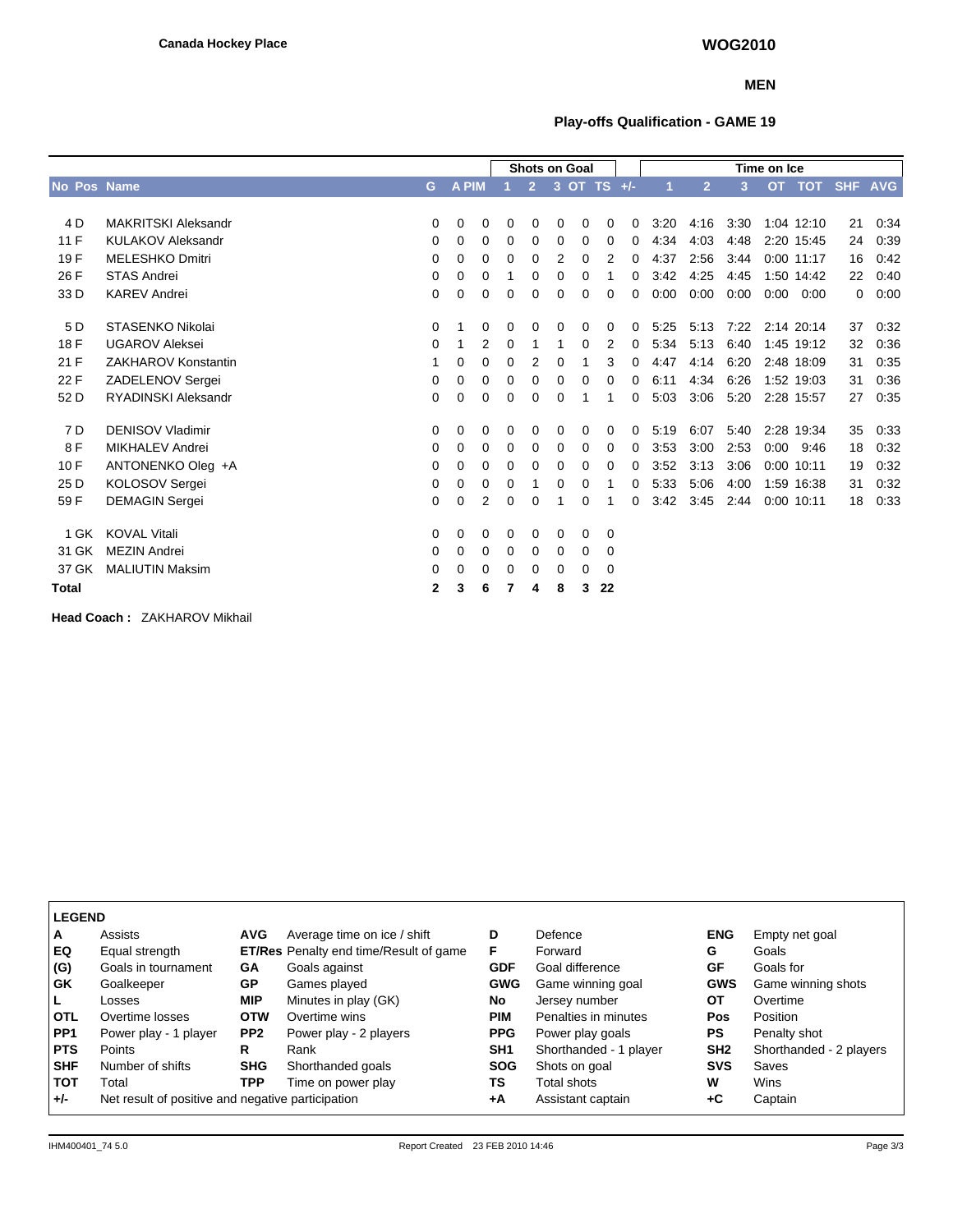**Canada Hockey Place**

**WOG2010**

**MEN**

**Play-offs Qualification - GAME 19**

| No | Pos | Name | G | A | PIM | Shots on Goal 1 | 2 | 3 | OT | TS | +/- | Time on Ice 1 | 2 | 3 | OT | TOT | SHF | AVG |
|---|---|---|---|---|---|---|---|---|---|---|---|---|---|---|---|---|---|---|
| 4 | D | MAKRITSKI Aleksandr | 0 | 0 | 0 | 0 | 0 | 0 | 0 | 0 | 0 | 3:20 | 4:16 | 3:30 | 1:04 | 12:10 | 21 | 0:34 |
| 11 | F | KULAKOV Aleksandr | 0 | 0 | 0 | 0 | 0 | 0 | 0 | 0 | 0 | 4:34 | 4:03 | 4:48 | 2:20 | 15:45 | 24 | 0:39 |
| 19 | F | MELESHKO Dmitri | 0 | 0 | 0 | 0 | 0 | 2 | 0 | 2 | 0 | 4:37 | 2:56 | 3:44 | 0:00 | 11:17 | 16 | 0:42 |
| 26 | F | STAS Andrei | 0 | 0 | 0 | 1 | 0 | 0 | 0 | 1 | 0 | 3:42 | 4:25 | 4:45 | 1:50 | 14:42 | 22 | 0:40 |
| 33 | D | KAREV Andrei | 0 | 0 | 0 | 0 | 0 | 0 | 0 | 0 | 0 | 0:00 | 0:00 | 0:00 | 0:00 | 0:00 | 0 | 0:00 |
| 5 | D | STASENKO Nikolai | 0 | 1 | 0 | 0 | 0 | 0 | 0 | 0 | 0 | 5:25 | 5:13 | 7:22 | 2:14 | 20:14 | 37 | 0:32 |
| 18 | F | UGAROV Aleksei | 0 | 1 | 2 | 0 | 1 | 1 | 0 | 2 | 0 | 5:34 | 5:13 | 6:40 | 1:45 | 19:12 | 32 | 0:36 |
| 21 | F | ZAKHAROV Konstantin | 1 | 0 | 0 | 0 | 2 | 0 | 1 | 3 | 0 | 4:47 | 4:14 | 6:20 | 2:48 | 18:09 | 31 | 0:35 |
| 22 | F | ZADELENOV Sergei | 0 | 0 | 0 | 0 | 0 | 0 | 0 | 0 | 0 | 6:11 | 4:34 | 6:26 | 1:52 | 19:03 | 31 | 0:36 |
| 52 | D | RYADINSKI Aleksandr | 0 | 0 | 0 | 0 | 0 | 0 | 1 | 1 | 0 | 5:03 | 3:06 | 5:20 | 2:28 | 15:57 | 27 | 0:35 |
| 7 | D | DENISOV Vladimir | 0 | 0 | 0 | 0 | 0 | 0 | 0 | 0 | 0 | 5:19 | 6:07 | 5:40 | 2:28 | 19:34 | 35 | 0:33 |
| 8 | F | MIKHALEV Andrei | 0 | 0 | 0 | 0 | 0 | 0 | 0 | 0 | 0 | 3:53 | 3:00 | 2:53 | 0:00 | 9:46 | 18 | 0:32 |
| 10 | F | ANTONENKO Oleg +A | 0 | 0 | 0 | 0 | 0 | 0 | 0 | 0 | 0 | 3:52 | 3:13 | 3:06 | 0:00 | 10:11 | 19 | 0:32 |
| 25 | D | KOLOSOV Sergei | 0 | 0 | 0 | 0 | 1 | 0 | 0 | 1 | 0 | 5:33 | 5:06 | 4:00 | 1:59 | 16:38 | 31 | 0:32 |
| 59 | F | DEMAGIN Sergei | 0 | 0 | 2 | 0 | 0 | 1 | 0 | 1 | 0 | 3:42 | 3:45 | 2:44 | 0:00 | 10:11 | 18 | 0:33 |
| 1 | GK | KOVAL Vitali | 0 | 0 | 0 | 0 | 0 | 0 | 0 | 0 | | | | | | | | |
| 31 | GK | MEZIN Andrei | 0 | 0 | 0 | 0 | 0 | 0 | 0 | 0 | | | | | | | | |
| 37 | GK | MALIUTIN Maksim | 0 | 0 | 0 | 0 | 0 | 0 | 0 | 0 | | | | | | | | |
| **Total** | | | **2** | **3** | **6** | **7** | **4** | **8** | **3** | **22** | | | | | | | | |

**Head Coach :** ZAKHAROV Mikhail

**LEGEND**

| | | | | | | | |
|---|---|---|---|---|---|---|---|
| **A** | Assists | **AVG** | Average time on ice / shift | **D** | Defence | **ENG** | Empty net goal |
| **EQ** | Equal strength | **ET/Res** | Penalty end time/Result of game | **F** | Forward | **G** | Goals |
| **(G)** | Goals in tournament | **GA** | Goals against | **GDF** | Goal difference | **GF** | Goals for |
| **GK** | Goalkeeper | **GP** | Games played | **GWG** | Game winning goal | **GWS** | Game winning shots |
| **L** | Losses | **MIP** | Minutes in play (GK) | **No** | Jersey number | **OT** | Overtime |
| **OTL** | Overtime losses | **OTW** | Overtime wins | **PIM** | Penalties in minutes | **Pos** | Position |
| **PP1** | Power play - 1 player | **PP2** | Power play - 2 players | **PPG** | Power play goals | **PS** | Penalty shot |
| **PTS** | Points | **R** | Rank | **SH1** | Shorthanded - 1 player | **SH2** | Shorthanded - 2 players |
| **SHF** | Number of shifts | **SHG** | Shorthanded goals | **SOG** | Shots on goal | **SVS** | Saves |
| **TOT** | Total | **TPP** | Time on power play | **TS** | Total shots | **W** | Wins |
| **+/-** | Net result of positive and negative participation | | | **+A** | Assistant captain | **+C** | Captain |

IHM400401_74 5.0 Report Created 23 FEB 2010 14:46